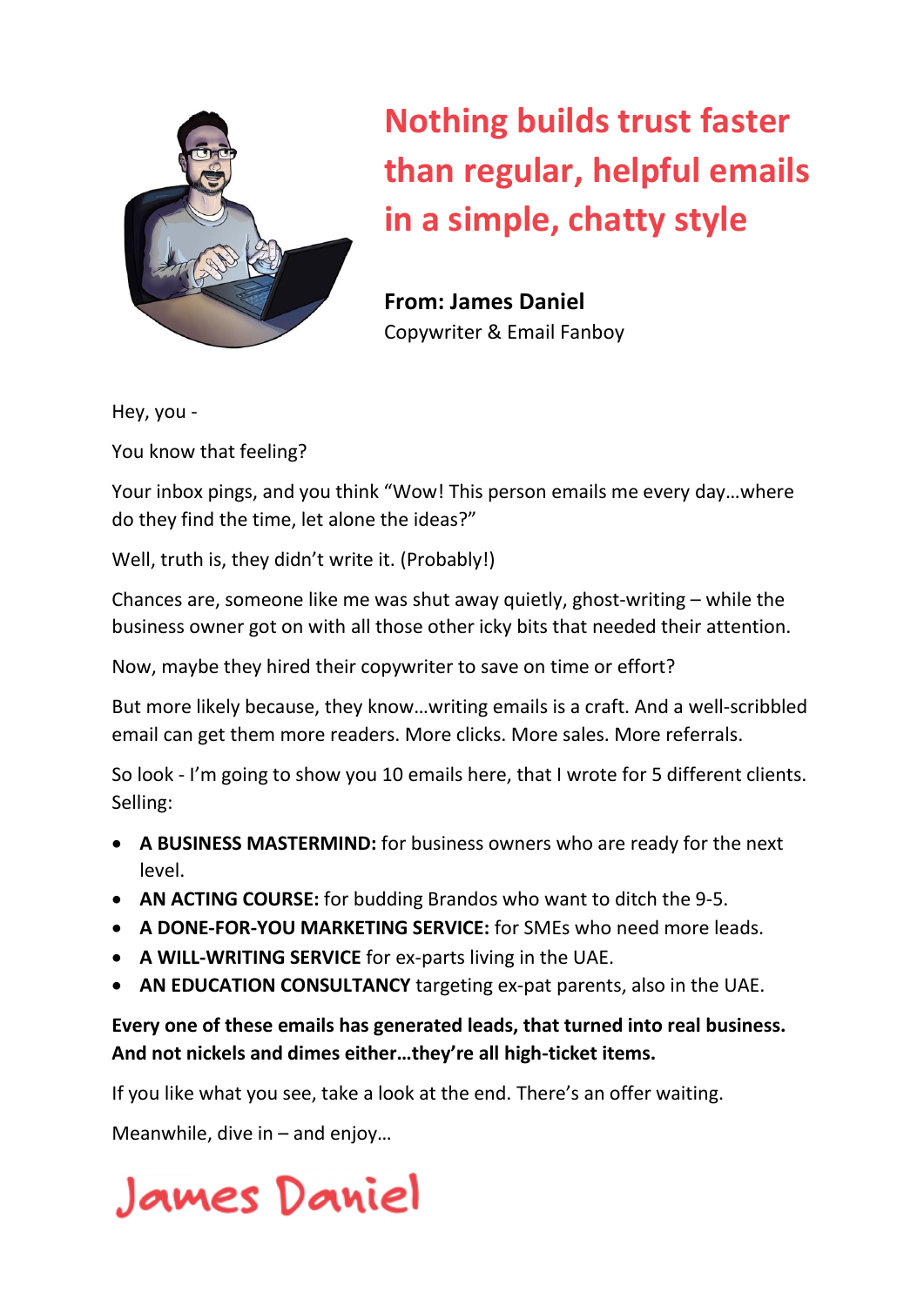# Nothing builds trust faster than regular, helpful emails in a simple, chatty style

**From: James Daniel**
Copywriter & Email Fanboy

Hey, you -

You know that feeling?

Your inbox pings, and you think "Wow! This person emails me every day…where do they find the time, let alone the ideas?"

Well, truth is, they didn't write it. (Probably!)

Chances are, someone like me was shut away quietly, ghost-writing – while the business owner got on with all those other icky bits that needed their attention.

Now, maybe they hired their copywriter to save on time or effort?

But more likely because, they know…writing emails is a craft. And a well-scribbled email can get them more readers. More clicks. More sales. More referrals.

So look - I'm going to show you 10 emails here, that I wrote for 5 different clients. Selling:

- **A BUSINESS MASTERMIND:** for business owners who are ready for the next level.
- **AN ACTING COURSE:** for budding Brandos who want to ditch the 9-5.
- **A DONE-FOR-YOU MARKETING SERVICE:** for SMEs who need more leads.
- **A WILL-WRITING SERVICE** for ex-parts living in the UAE.
- **AN EDUCATION CONSULTANCY** targeting ex-pat parents, also in the UAE.

**Every one of these emails has generated leads, that turned into real business. And not nickels and dimes either…they're all high-ticket items.**

If you like what you see, take a look at the end. There's an offer waiting.

Meanwhile, dive in – and enjoy…

James Daniel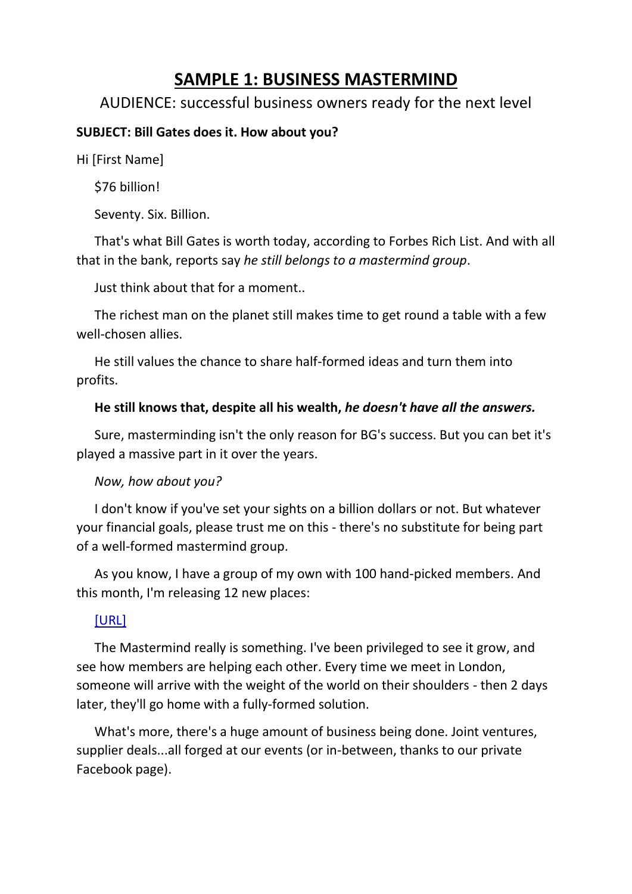# SAMPLE 1: BUSINESS MASTERMIND

AUDIENCE: successful business owners ready for the next level

**SUBJECT: Bill Gates does it. How about you?**

Hi [First Name]

$76 billion!

Seventy. Six. Billion.

That's what Bill Gates is worth today, according to Forbes Rich List. And with all that in the bank, reports say *he still belongs to a mastermind group*.

Just think about that for a moment..

The richest man on the planet still makes time to get round a table with a few well-chosen allies.

He still values the chance to share half-formed ideas and turn them into profits.

**He still knows that, despite all his wealth, *he doesn't have all the answers.***

Sure, masterminding isn't the only reason for BG's success. But you can bet it's played a massive part in it over the years.

*Now, how about you?*

I don't know if you've set your sights on a billion dollars or not. But whatever your financial goals, please trust me on this - there's no substitute for being part of a well-formed mastermind group.

As you know, I have a group of my own with 100 hand-picked members. And this month, I'm releasing 12 new places:

[URL]

The Mastermind really is something. I've been privileged to see it grow, and see how members are helping each other. Every time we meet in London, someone will arrive with the weight of the world on their shoulders - then 2 days later, they'll go home with a fully-formed solution.

What's more, there's a huge amount of business being done. Joint ventures, supplier deals...all forged at our events (or in-between, thanks to our private Facebook page).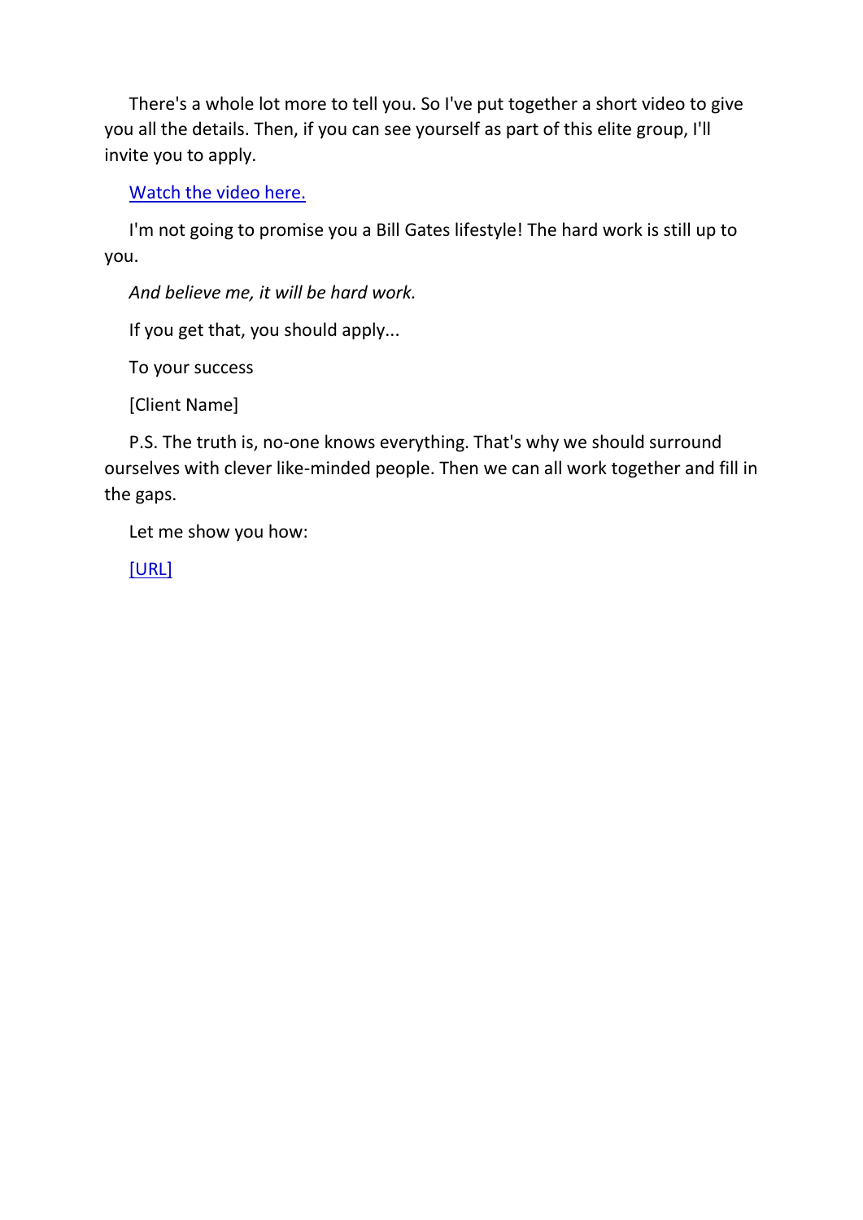There's a whole lot more to tell you. So I've put together a short video to give you all the details. Then, if you can see yourself as part of this elite group, I'll invite you to apply.

Watch the video here.

I'm not going to promise you a Bill Gates lifestyle! The hard work is still up to you.

*And believe me, it will be hard work.*

If you get that, you should apply...

To your success

[Client Name]

P.S. The truth is, no-one knows everything. That's why we should surround ourselves with clever like-minded people. Then we can all work together and fill in the gaps.

Let me show you how:

[URL]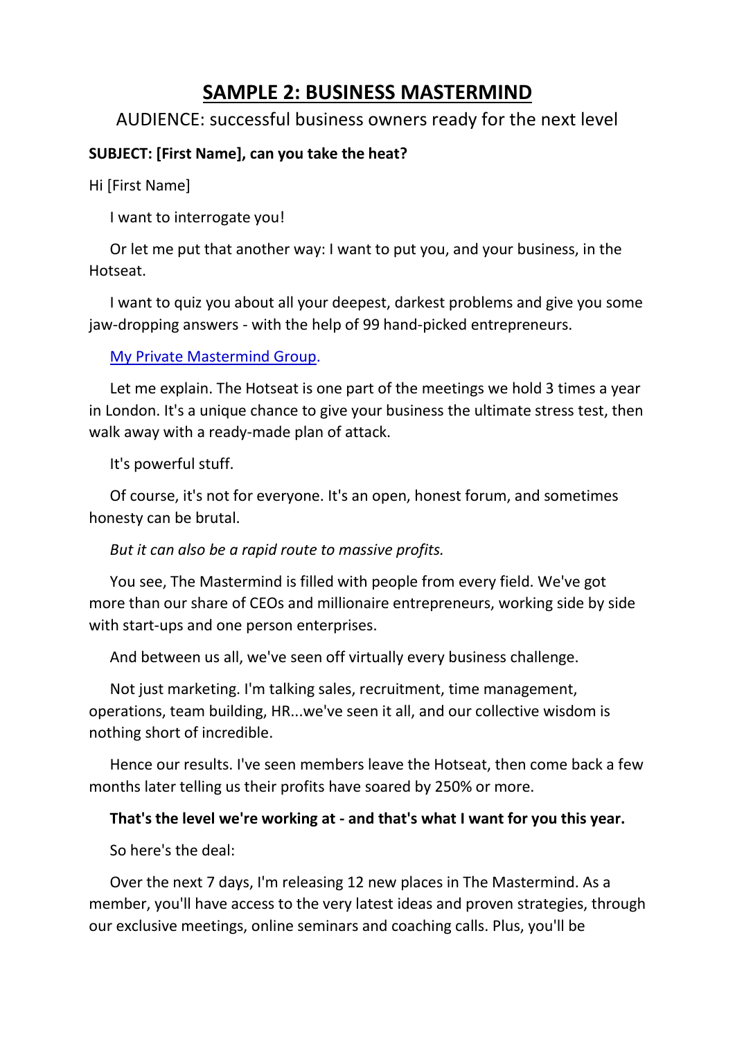# SAMPLE 2: BUSINESS MASTERMIND

AUDIENCE: successful business owners ready for the next level

**SUBJECT: [First Name], can you take the heat?**

Hi [First Name]

I want to interrogate you!

Or let me put that another way: I want to put you, and your business, in the Hotseat.

I want to quiz you about all your deepest, darkest problems and give you some jaw-dropping answers - with the help of 99 hand-picked entrepreneurs.

My Private Mastermind Group.

Let me explain. The Hotseat is one part of the meetings we hold 3 times a year in London. It's a unique chance to give your business the ultimate stress test, then walk away with a ready-made plan of attack.

It's powerful stuff.

Of course, it's not for everyone. It's an open, honest forum, and sometimes honesty can be brutal.

*But it can also be a rapid route to massive profits.*

You see, The Mastermind is filled with people from every field. We've got more than our share of CEOs and millionaire entrepreneurs, working side by side with start-ups and one person enterprises.

And between us all, we've seen off virtually every business challenge.

Not just marketing. I'm talking sales, recruitment, time management, operations, team building, HR...we've seen it all, and our collective wisdom is nothing short of incredible.

Hence our results. I've seen members leave the Hotseat, then come back a few months later telling us their profits have soared by 250% or more.

**That's the level we're working at - and that's what I want for you this year.**

So here's the deal:

Over the next 7 days, I'm releasing 12 new places in The Mastermind. As a member, you'll have access to the very latest ideas and proven strategies, through our exclusive meetings, online seminars and coaching calls. Plus, you'll be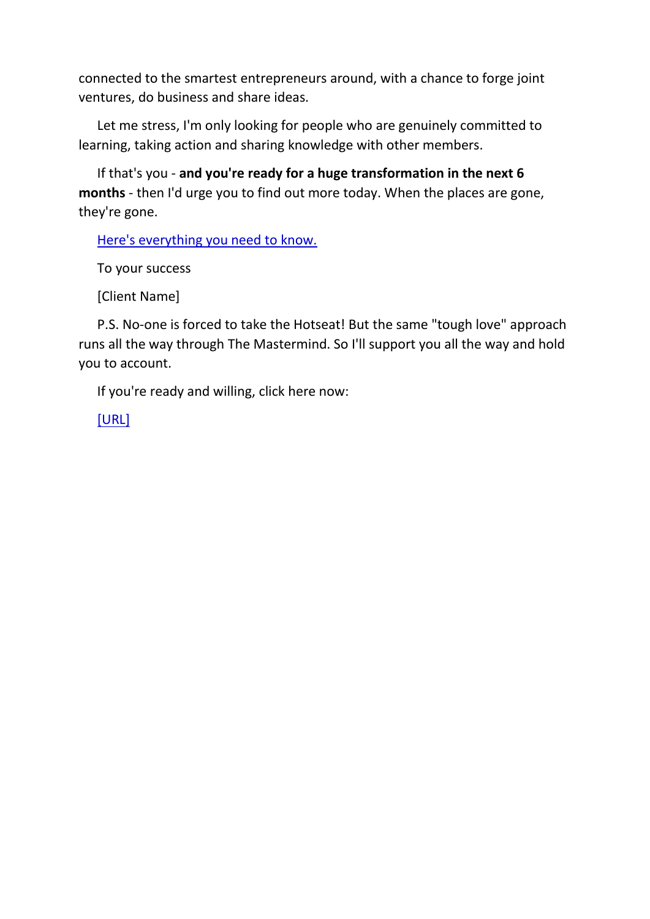connected to the smartest entrepreneurs around, with a chance to forge joint ventures, do business and share ideas.

Let me stress, I'm only looking for people who are genuinely committed to learning, taking action and sharing knowledge with other members.

If that's you - **and you're ready for a huge transformation in the next 6 months** - then I'd urge you to find out more today. When the places are gone, they're gone.

[Here's everything you need to know.]

To your success

[Client Name]

P.S. No-one is forced to take the Hotseat! But the same "tough love" approach runs all the way through The Mastermind. So I'll support you all the way and hold you to account.

If you're ready and willing, click here now:

[URL]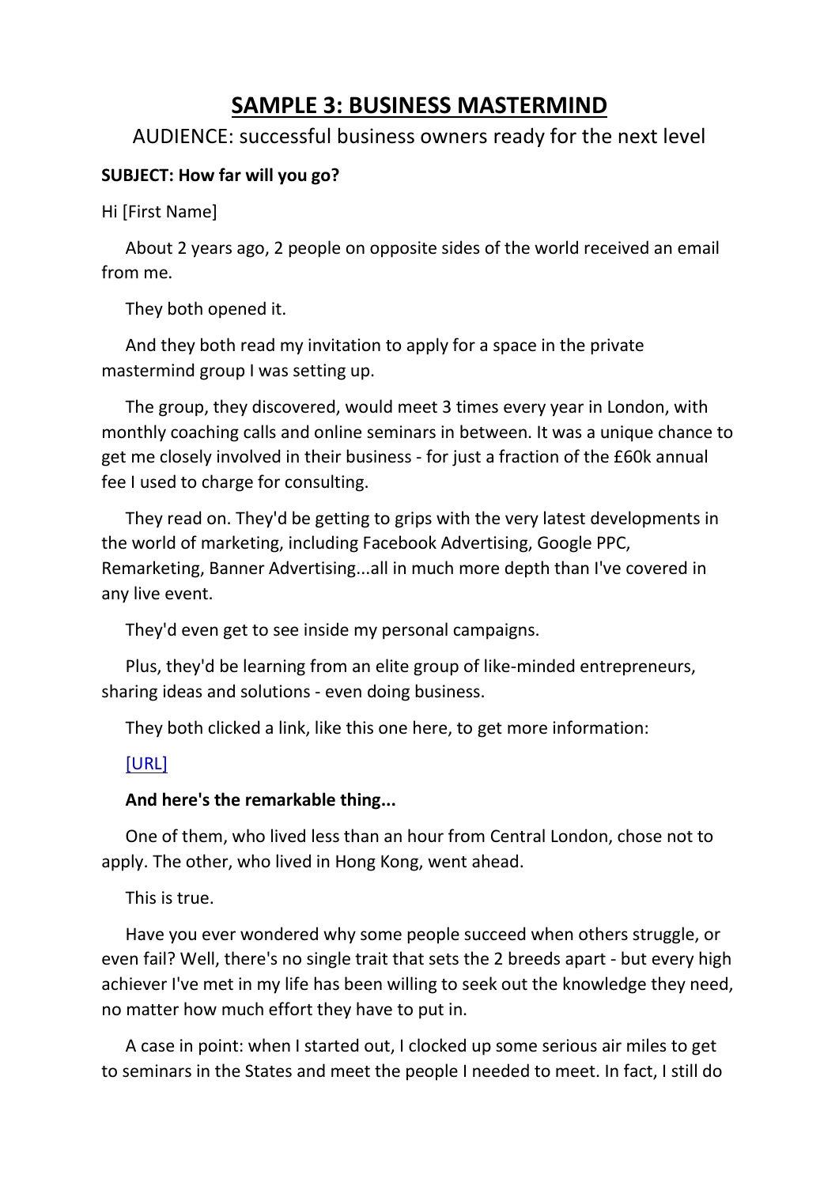# SAMPLE 3: BUSINESS MASTERMIND

AUDIENCE: successful business owners ready for the next level

**SUBJECT: How far will you go?**

Hi [First Name]

About 2 years ago, 2 people on opposite sides of the world received an email from me.

They both opened it.

And they both read my invitation to apply for a space in the private mastermind group I was setting up.

The group, they discovered, would meet 3 times every year in London, with monthly coaching calls and online seminars in between. It was a unique chance to get me closely involved in their business - for just a fraction of the £60k annual fee I used to charge for consulting.

They read on. They'd be getting to grips with the very latest developments in the world of marketing, including Facebook Advertising, Google PPC, Remarketing, Banner Advertising...all in much more depth than I've covered in any live event.

They'd even get to see inside my personal campaigns.

Plus, they'd be learning from an elite group of like-minded entrepreneurs, sharing ideas and solutions - even doing business.

They both clicked a link, like this one here, to get more information:

[URL]

**And here's the remarkable thing...**

One of them, who lived less than an hour from Central London, chose not to apply. The other, who lived in Hong Kong, went ahead.

This is true.

Have you ever wondered why some people succeed when others struggle, or even fail? Well, there's no single trait that sets the 2 breeds apart - but every high achiever I've met in my life has been willing to seek out the knowledge they need, no matter how much effort they have to put in.

A case in point: when I started out, I clocked up some serious air miles to get to seminars in the States and meet the people I needed to meet. In fact, I still do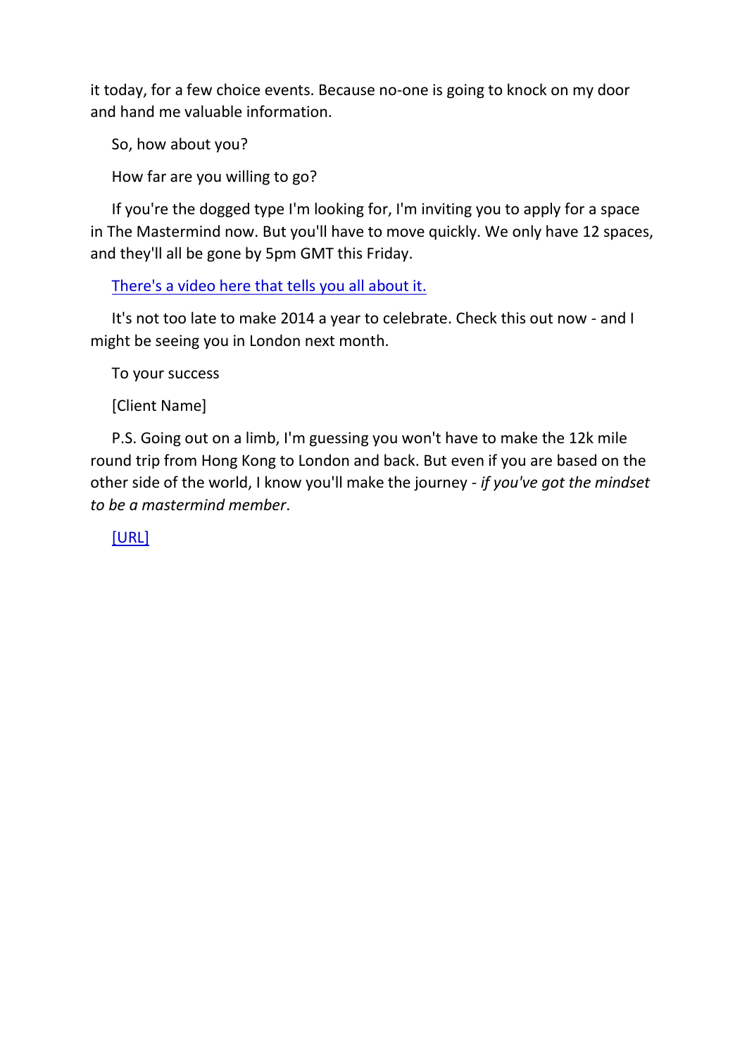it today, for a few choice events. Because no-one is going to knock on my door and hand me valuable information.

So, how about you?

How far are you willing to go?

If you're the dogged type I'm looking for, I'm inviting you to apply for a space in The Mastermind now. But you'll have to move quickly. We only have 12 spaces, and they'll all be gone by 5pm GMT this Friday.

There's a video here that tells you all about it.

It's not too late to make 2014 a year to celebrate. Check this out now - and I might be seeing you in London next month.

To your success

[Client Name]

P.S. Going out on a limb, I'm guessing you won't have to make the 12k mile round trip from Hong Kong to London and back. But even if you are based on the other side of the world, I know you'll make the journey - *if you've got the mindset to be a mastermind member*.

[URL]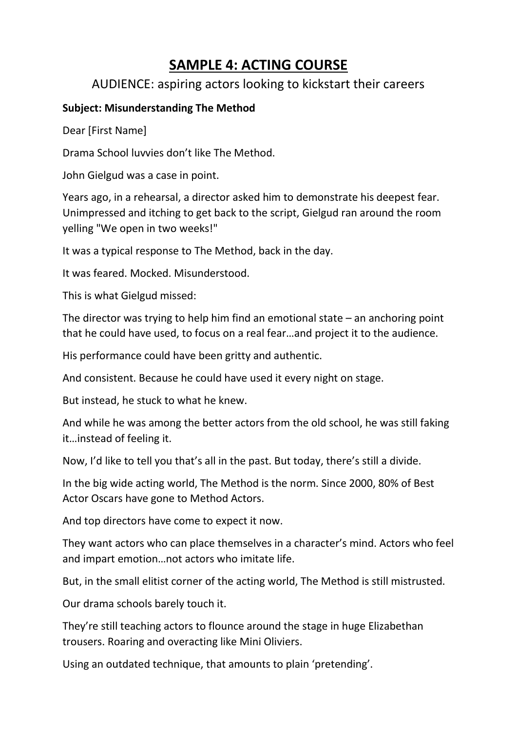# SAMPLE 4: ACTING COURSE

AUDIENCE: aspiring actors looking to kickstart their careers

**Subject: Misunderstanding The Method**

Dear [First Name]

Drama School luvvies don't like The Method.

John Gielgud was a case in point.

Years ago, in a rehearsal, a director asked him to demonstrate his deepest fear. Unimpressed and itching to get back to the script, Gielgud ran around the room yelling "We open in two weeks!"

It was a typical response to The Method, back in the day.

It was feared. Mocked. Misunderstood.

This is what Gielgud missed:

The director was trying to help him find an emotional state – an anchoring point that he could have used, to focus on a real fear…and project it to the audience.

His performance could have been gritty and authentic.

And consistent. Because he could have used it every night on stage.

But instead, he stuck to what he knew.

And while he was among the better actors from the old school, he was still faking it…instead of feeling it.

Now, I'd like to tell you that's all in the past. But today, there's still a divide.

In the big wide acting world, The Method is the norm. Since 2000, 80% of Best Actor Oscars have gone to Method Actors.

And top directors have come to expect it now.

They want actors who can place themselves in a character's mind. Actors who feel and impart emotion…not actors who imitate life.

But, in the small elitist corner of the acting world, The Method is still mistrusted.

Our drama schools barely touch it.

They're still teaching actors to flounce around the stage in huge Elizabethan trousers. Roaring and overacting like Mini Oliviers.

Using an outdated technique, that amounts to plain 'pretending'.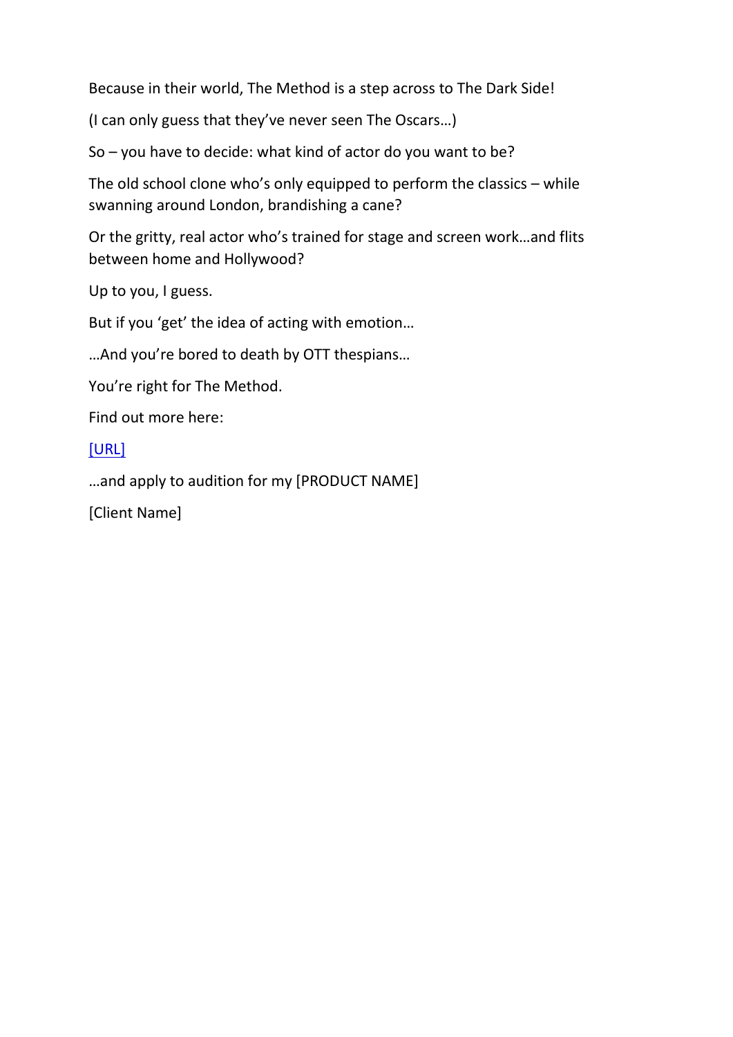Because in their world, The Method is a step across to The Dark Side!

(I can only guess that they've never seen The Oscars…)

So – you have to decide: what kind of actor do you want to be?

The old school clone who's only equipped to perform the classics – while swanning around London, brandishing a cane?

Or the gritty, real actor who's trained for stage and screen work…and flits between home and Hollywood?

Up to you, I guess.

But if you 'get' the idea of acting with emotion…

…And you're bored to death by OTT thespians…

You're right for The Method.

Find out more here:

[URL]

…and apply to audition for my [PRODUCT NAME]

[Client Name]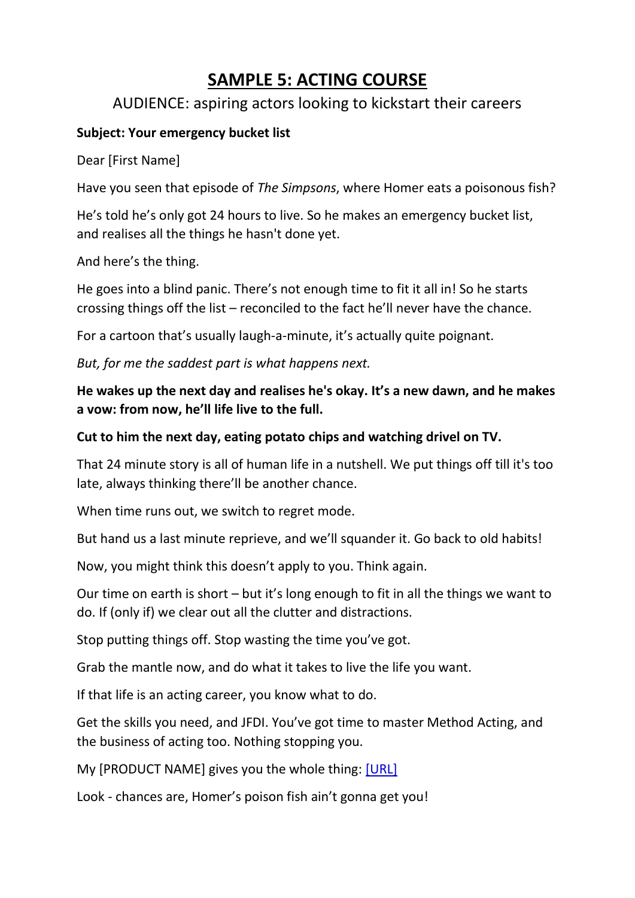# SAMPLE 5: ACTING COURSE

AUDIENCE: aspiring actors looking to kickstart their careers

**Subject: Your emergency bucket list**

Dear [First Name]

Have you seen that episode of *The Simpsons*, where Homer eats a poisonous fish?

He's told he's only got 24 hours to live. So he makes an emergency bucket list, and realises all the things he hasn't done yet.

And here's the thing.

He goes into a blind panic. There's not enough time to fit it all in! So he starts crossing things off the list – reconciled to the fact he'll never have the chance.

For a cartoon that's usually laugh-a-minute, it's actually quite poignant.

*But, for me the saddest part is what happens next.*

**He wakes up the next day and realises he's okay. It's a new dawn, and he makes a vow: from now, he'll life live to the full.**

**Cut to him the next day, eating potato chips and watching drivel on TV.**

That 24 minute story is all of human life in a nutshell. We put things off till it's too late, always thinking there'll be another chance.

When time runs out, we switch to regret mode.

But hand us a last minute reprieve, and we'll squander it. Go back to old habits!

Now, you might think this doesn't apply to you. Think again.

Our time on earth is short – but it's long enough to fit in all the things we want to do. If (only if) we clear out all the clutter and distractions.

Stop putting things off. Stop wasting the time you've got.

Grab the mantle now, and do what it takes to live the life you want.

If that life is an acting career, you know what to do.

Get the skills you need, and JFDI. You've got time to master Method Acting, and the business of acting too. Nothing stopping you.

My [PRODUCT NAME] gives you the whole thing: [URL]

Look - chances are, Homer's poison fish ain't gonna get you!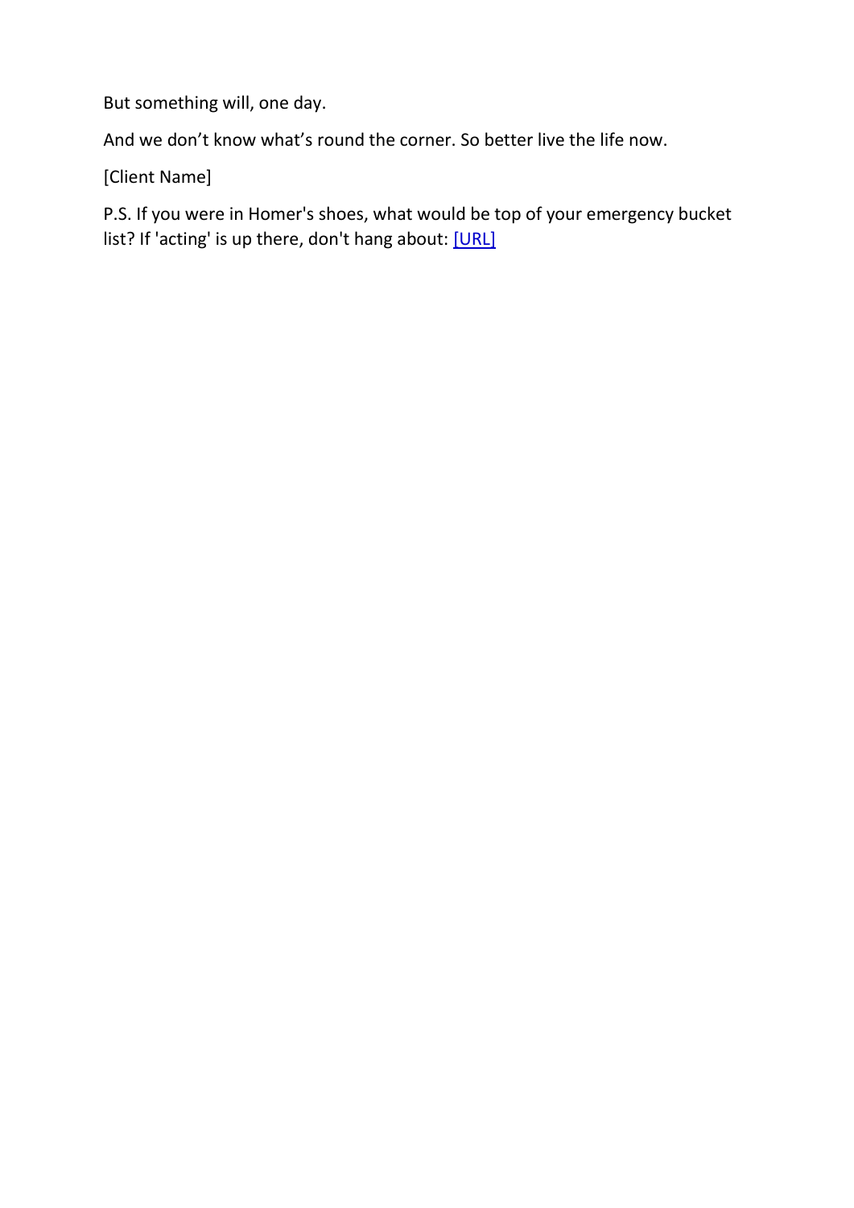But something will, one day.

And we don't know what's round the corner. So better live the life now.

[Client Name]

P.S. If you were in Homer's shoes, what would be top of your emergency bucket list? If 'acting' is up there, don't hang about: [URL]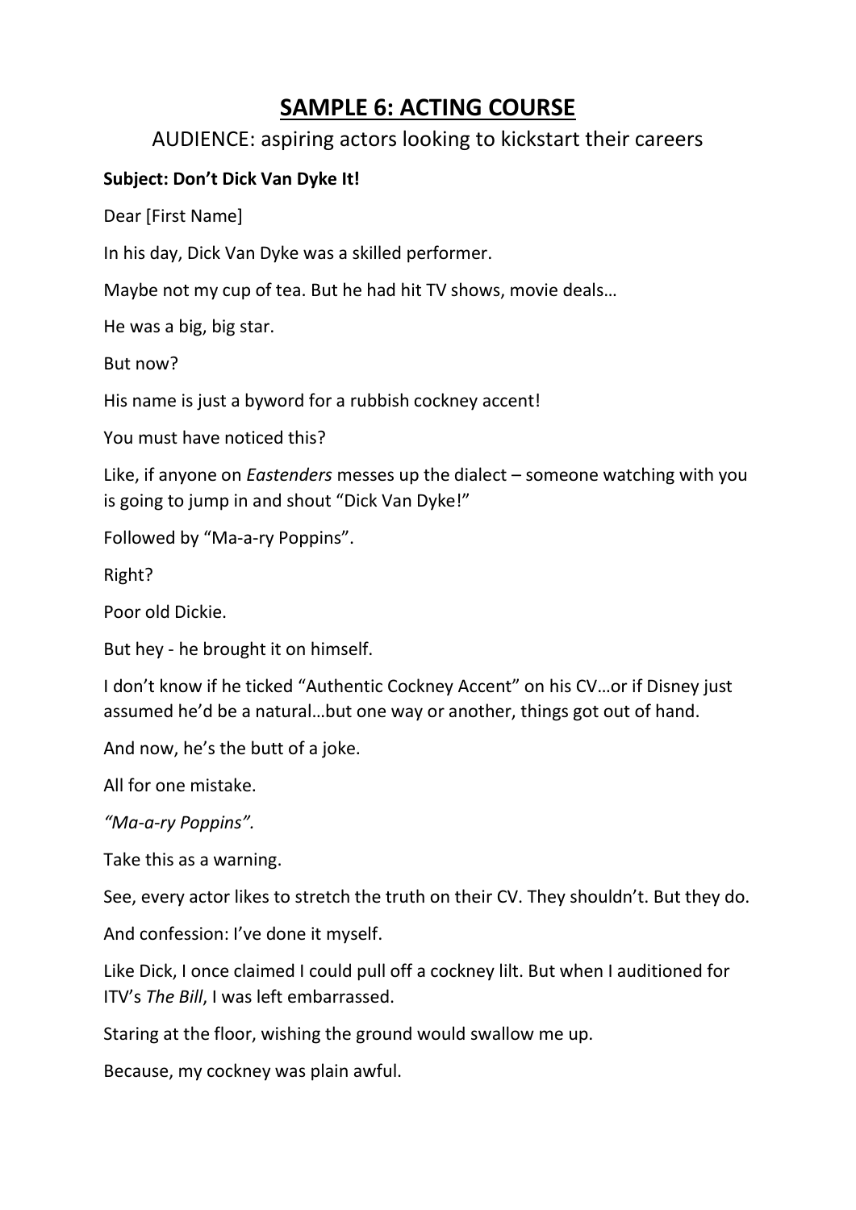# SAMPLE 6: ACTING COURSE

AUDIENCE: aspiring actors looking to kickstart their careers

**Subject: Don't Dick Van Dyke It!**

Dear [First Name]

In his day, Dick Van Dyke was a skilled performer.

Maybe not my cup of tea. But he had hit TV shows, movie deals…

He was a big, big star.

But now?

His name is just a byword for a rubbish cockney accent!

You must have noticed this?

Like, if anyone on *Eastenders* messes up the dialect – someone watching with you is going to jump in and shout "Dick Van Dyke!"

Followed by "Ma-a-ry Poppins".

Right?

Poor old Dickie.

But hey - he brought it on himself.

I don't know if he ticked "Authentic Cockney Accent" on his CV…or if Disney just assumed he'd be a natural…but one way or another, things got out of hand.

And now, he's the butt of a joke.

All for one mistake.

*"Ma-a-ry Poppins".*

Take this as a warning.

See, every actor likes to stretch the truth on their CV. They shouldn't. But they do.

And confession: I've done it myself.

Like Dick, I once claimed I could pull off a cockney lilt. But when I auditioned for ITV's *The Bill*, I was left embarrassed.

Staring at the floor, wishing the ground would swallow me up.

Because, my cockney was plain awful.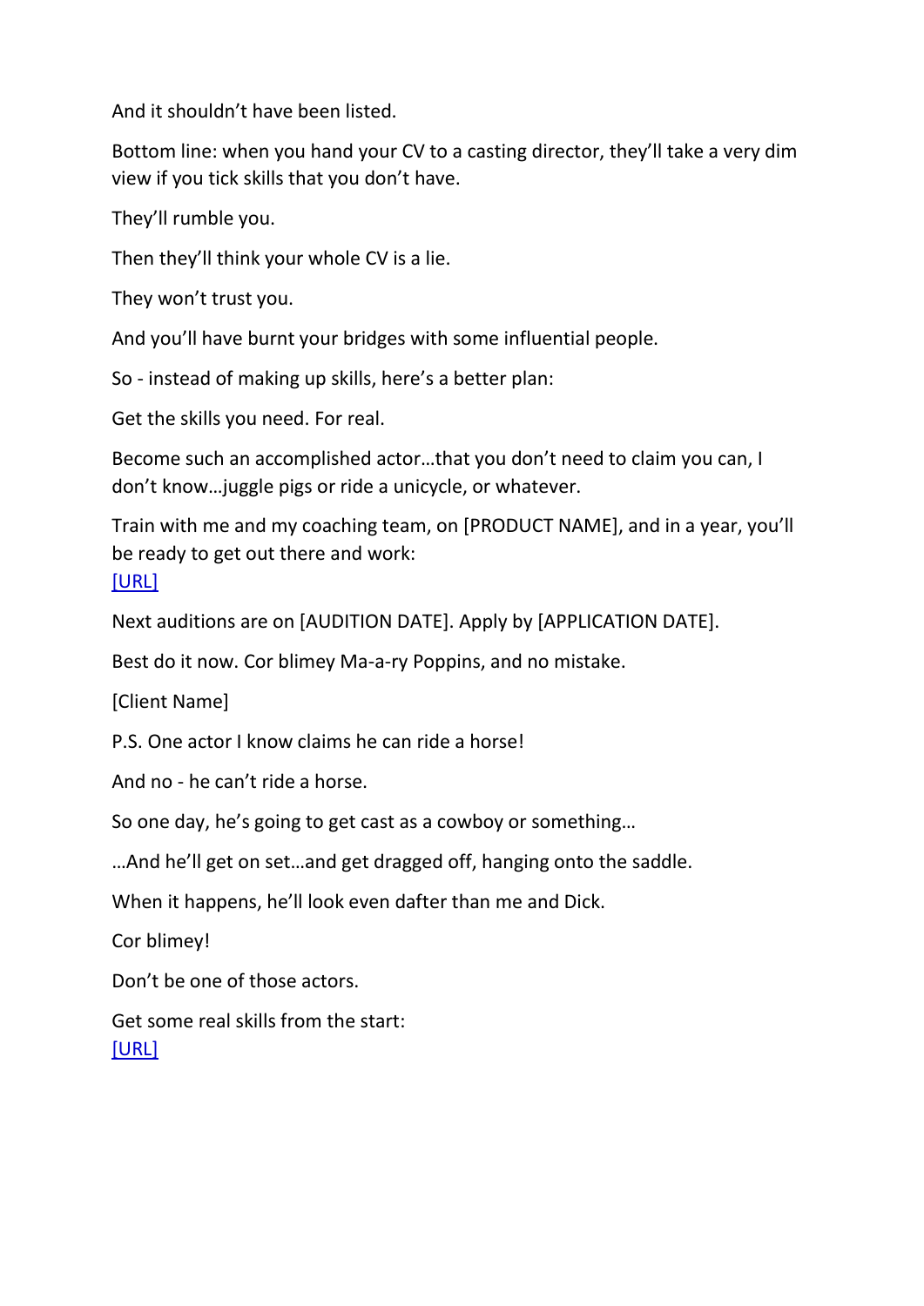And it shouldn't have been listed.

Bottom line: when you hand your CV to a casting director, they'll take a very dim view if you tick skills that you don't have.

They'll rumble you.

Then they'll think your whole CV is a lie.

They won't trust you.

And you'll have burnt your bridges with some influential people.

So - instead of making up skills, here's a better plan:

Get the skills you need. For real.

Become such an accomplished actor…that you don't need to claim you can, I don't know…juggle pigs or ride a unicycle, or whatever.

Train with me and my coaching team, on [PRODUCT NAME], and in a year, you'll be ready to get out there and work:
[URL]

Next auditions are on [AUDITION DATE]. Apply by [APPLICATION DATE].

Best do it now. Cor blimey Ma-a-ry Poppins, and no mistake.

[Client Name]

P.S. One actor I know claims he can ride a horse!

And no - he can't ride a horse.

So one day, he's going to get cast as a cowboy or something…

…And he'll get on set…and get dragged off, hanging onto the saddle.

When it happens, he'll look even dafter than me and Dick.

Cor blimey!

Don't be one of those actors.

Get some real skills from the start:
[URL]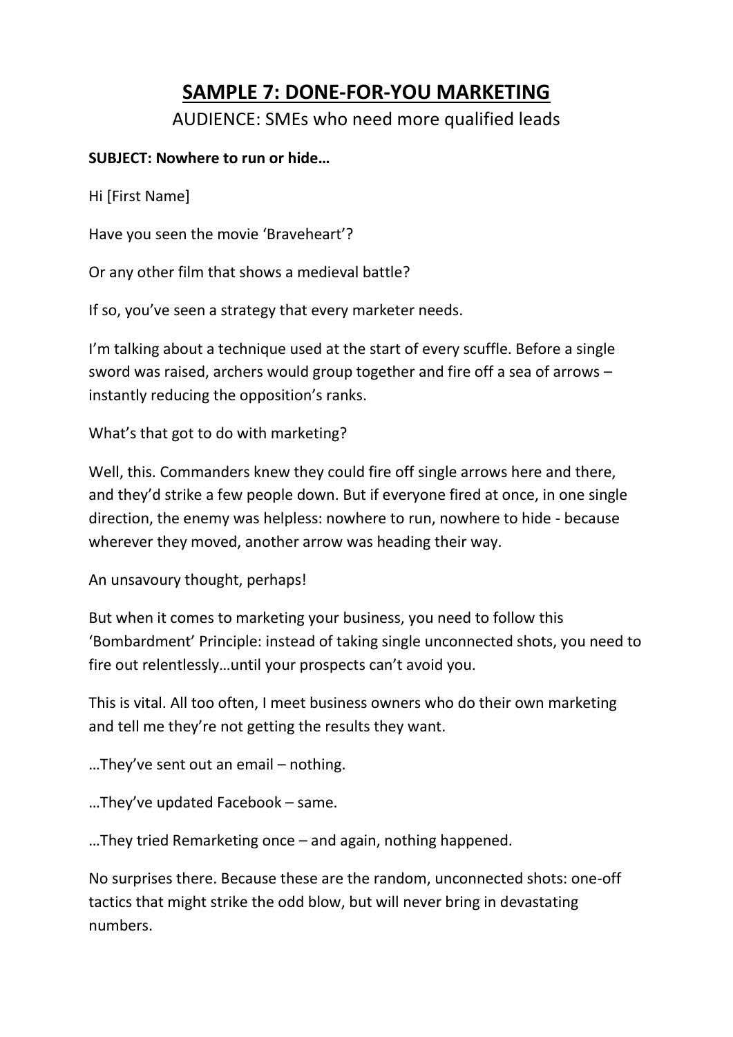# SAMPLE 7: DONE-FOR-YOU MARKETING

AUDIENCE: SMEs who need more qualified leads

**SUBJECT: Nowhere to run or hide…**

Hi [First Name]

Have you seen the movie 'Braveheart'?

Or any other film that shows a medieval battle?

If so, you've seen a strategy that every marketer needs.

I'm talking about a technique used at the start of every scuffle. Before a single sword was raised, archers would group together and fire off a sea of arrows – instantly reducing the opposition's ranks.

What's that got to do with marketing?

Well, this. Commanders knew they could fire off single arrows here and there, and they'd strike a few people down. But if everyone fired at once, in one single direction, the enemy was helpless: nowhere to run, nowhere to hide - because wherever they moved, another arrow was heading their way.

An unsavoury thought, perhaps!

But when it comes to marketing your business, you need to follow this 'Bombardment' Principle: instead of taking single unconnected shots, you need to fire out relentlessly…until your prospects can't avoid you.

This is vital. All too often, I meet business owners who do their own marketing and tell me they're not getting the results they want.

…They've sent out an email – nothing.

…They've updated Facebook – same.

…They tried Remarketing once – and again, nothing happened.

No surprises there. Because these are the random, unconnected shots: one-off tactics that might strike the odd blow, but will never bring in devastating numbers.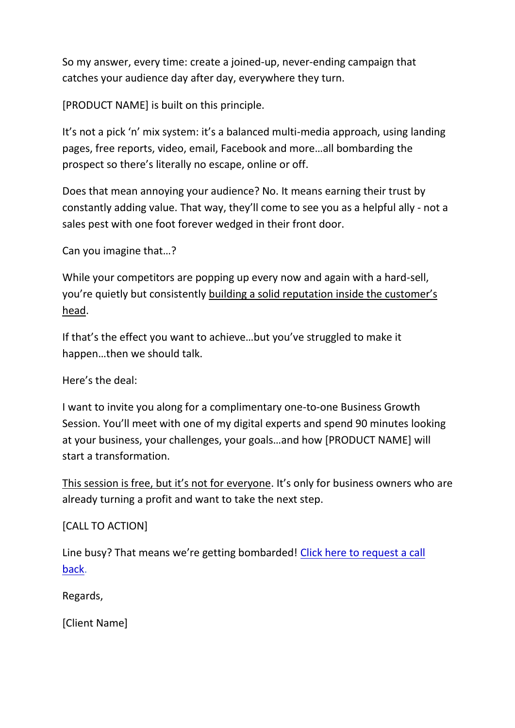So my answer, every time: create a joined-up, never-ending campaign that catches your audience day after day, everywhere they turn.

[PRODUCT NAME] is built on this principle.

It's not a pick 'n' mix system: it's a balanced multi-media approach, using landing pages, free reports, video, email, Facebook and more…all bombarding the prospect so there's literally no escape, online or off.

Does that mean annoying your audience? No. It means earning their trust by constantly adding value. That way, they'll come to see you as a helpful ally - not a sales pest with one foot forever wedged in their front door.

Can you imagine that…?

While your competitors are popping up every now and again with a hard-sell, you're quietly but consistently <u>building a solid reputation inside the customer's head</u>.

If that's the effect you want to achieve…but you've struggled to make it happen…then we should talk.

Here's the deal:

I want to invite you along for a complimentary one-to-one Business Growth Session. You'll meet with one of my digital experts and spend 90 minutes looking at your business, your challenges, your goals…and how [PRODUCT NAME] will start a transformation.

<u>This session is free, but it's not for everyone</u>. It's only for business owners who are already turning a profit and want to take the next step.

[CALL TO ACTION]

Line busy? That means we're getting bombarded! [Click here to request a call back]().

Regards,

[Client Name]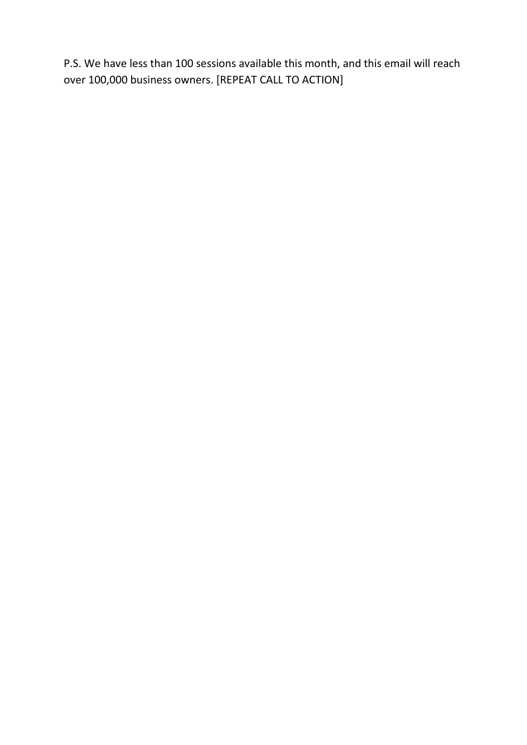P.S. We have less than 100 sessions available this month, and this email will reach over 100,000 business owners. [REPEAT CALL TO ACTION]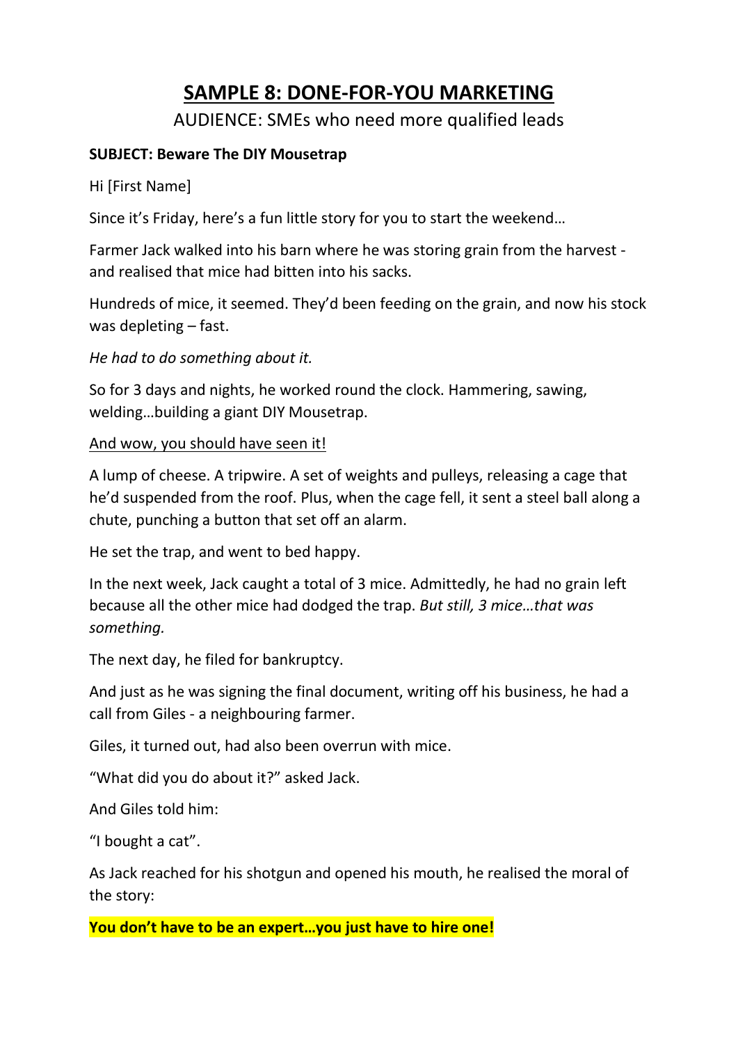# SAMPLE 8: DONE-FOR-YOU MARKETING

AUDIENCE: SMEs who need more qualified leads

**SUBJECT: Beware The DIY Mousetrap**

Hi [First Name]

Since it's Friday, here's a fun little story for you to start the weekend…

Farmer Jack walked into his barn where he was storing grain from the harvest - and realised that mice had bitten into his sacks.

Hundreds of mice, it seemed. They'd been feeding on the grain, and now his stock was depleting – fast.

*He had to do something about it.*

So for 3 days and nights, he worked round the clock. Hammering, sawing, welding…building a giant DIY Mousetrap.

<u>And wow, you should have seen it!</u>

A lump of cheese. A tripwire. A set of weights and pulleys, releasing a cage that he'd suspended from the roof. Plus, when the cage fell, it sent a steel ball along a chute, punching a button that set off an alarm.

He set the trap, and went to bed happy.

In the next week, Jack caught a total of 3 mice. Admittedly, he had no grain left because all the other mice had dodged the trap. *But still, 3 mice…that was something.*

The next day, he filed for bankruptcy.

And just as he was signing the final document, writing off his business, he had a call from Giles - a neighbouring farmer.

Giles, it turned out, had also been overrun with mice.

"What did you do about it?" asked Jack.

And Giles told him:

"I bought a cat".

As Jack reached for his shotgun and opened his mouth, he realised the moral of the story:

**You don't have to be an expert…you just have to hire one!**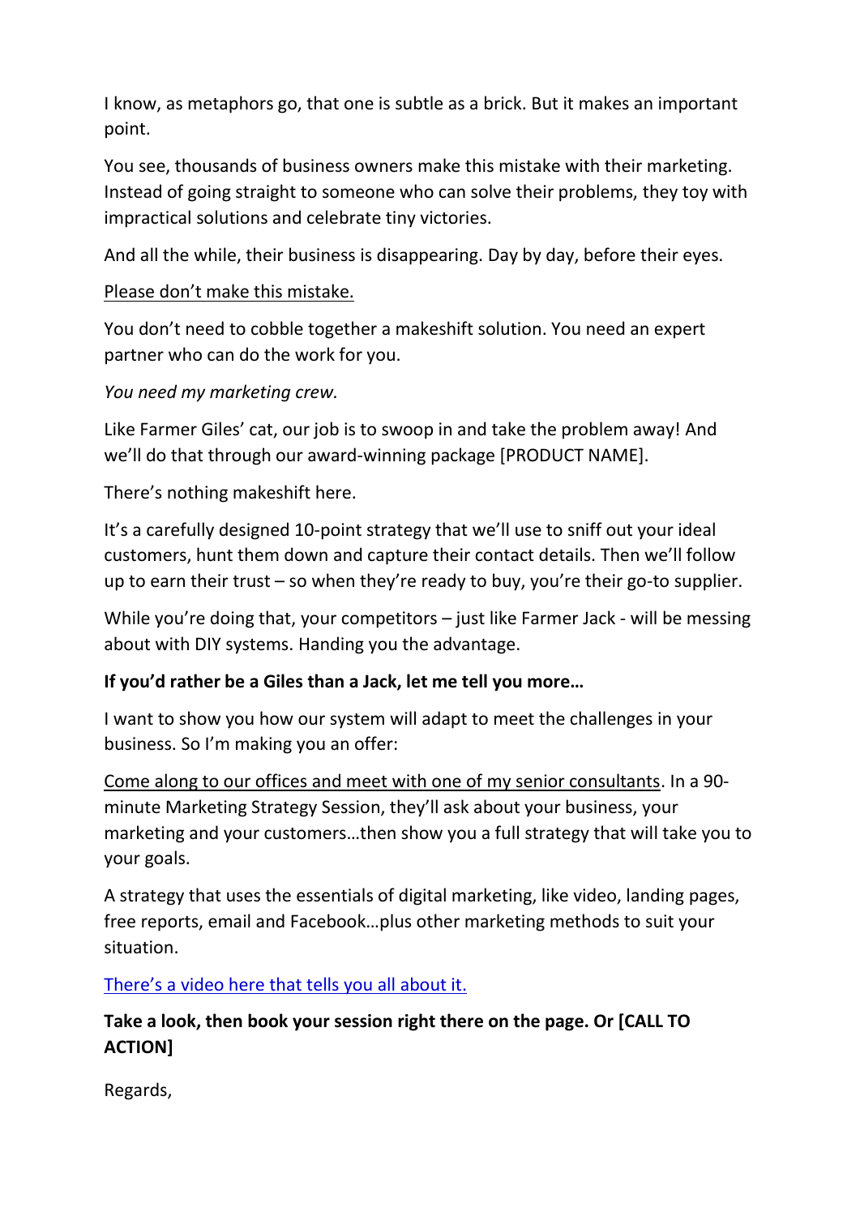I know, as metaphors go, that one is subtle as a brick. But it makes an important point.

You see, thousands of business owners make this mistake with their marketing. Instead of going straight to someone who can solve their problems, they toy with impractical solutions and celebrate tiny victories.

And all the while, their business is disappearing. Day by day, before their eyes.

Please don't make this mistake.

You don't need to cobble together a makeshift solution. You need an expert partner who can do the work for you.

*You need my marketing crew.*

Like Farmer Giles' cat, our job is to swoop in and take the problem away! And we'll do that through our award-winning package [PRODUCT NAME].

There's nothing makeshift here.

It's a carefully designed 10-point strategy that we'll use to sniff out your ideal customers, hunt them down and capture their contact details. Then we'll follow up to earn their trust – so when they're ready to buy, you're their go-to supplier.

While you're doing that, your competitors – just like Farmer Jack - will be messing about with DIY systems. Handing you the advantage.

**If you'd rather be a Giles than a Jack, let me tell you more…**

I want to show you how our system will adapt to meet the challenges in your business. So I'm making you an offer:

Come along to our offices and meet with one of my senior consultants. In a 90-minute Marketing Strategy Session, they'll ask about your business, your marketing and your customers…then show you a full strategy that will take you to your goals.

A strategy that uses the essentials of digital marketing, like video, landing pages, free reports, email and Facebook…plus other marketing methods to suit your situation.

There's a video here that tells you all about it.

**Take a look, then book your session right there on the page. Or [CALL TO ACTION]**

Regards,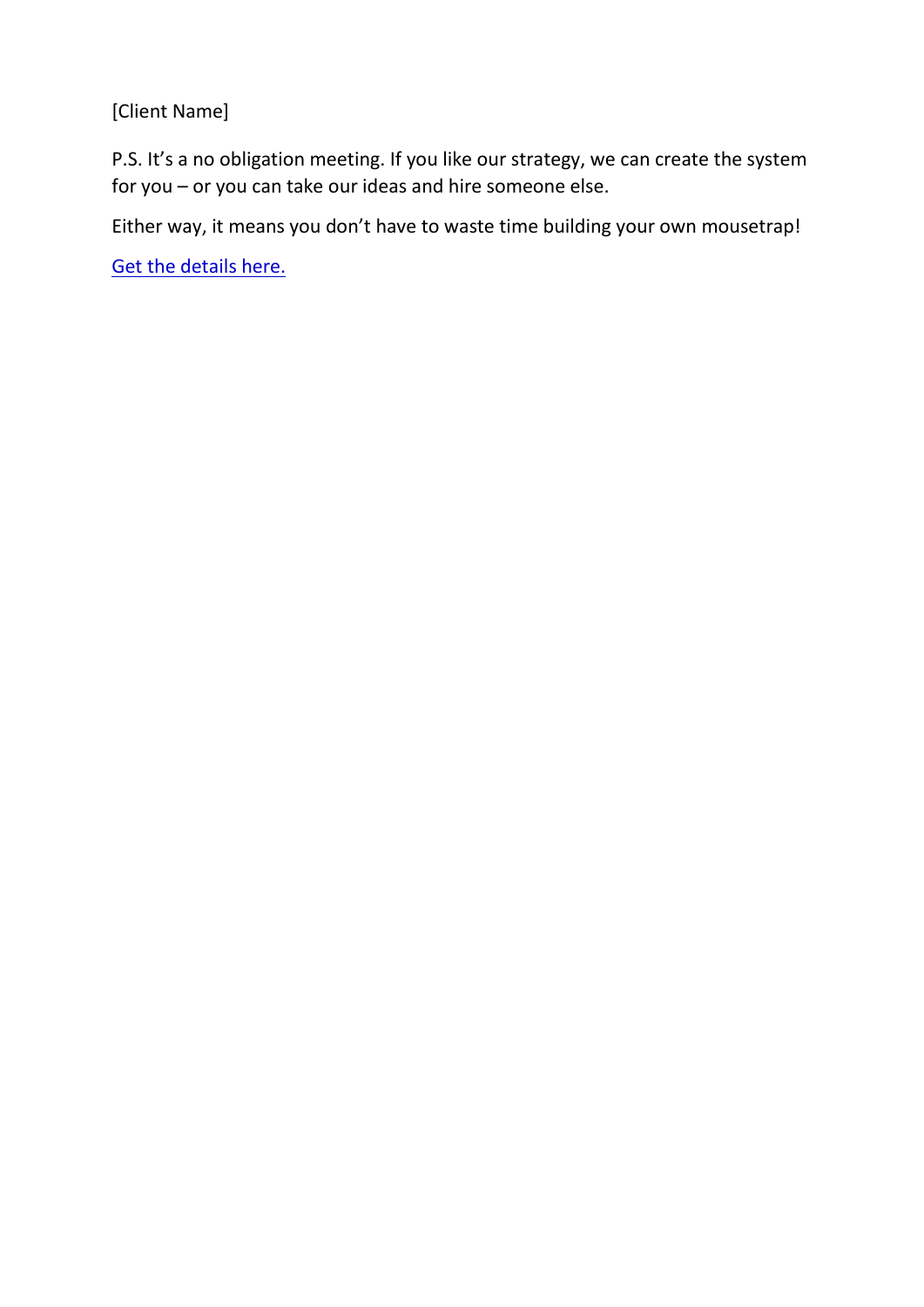[Client Name]

P.S. It's a no obligation meeting. If you like our strategy, we can create the system for you – or you can take our ideas and hire someone else.

Either way, it means you don't have to waste time building your own mousetrap!

Get the details here.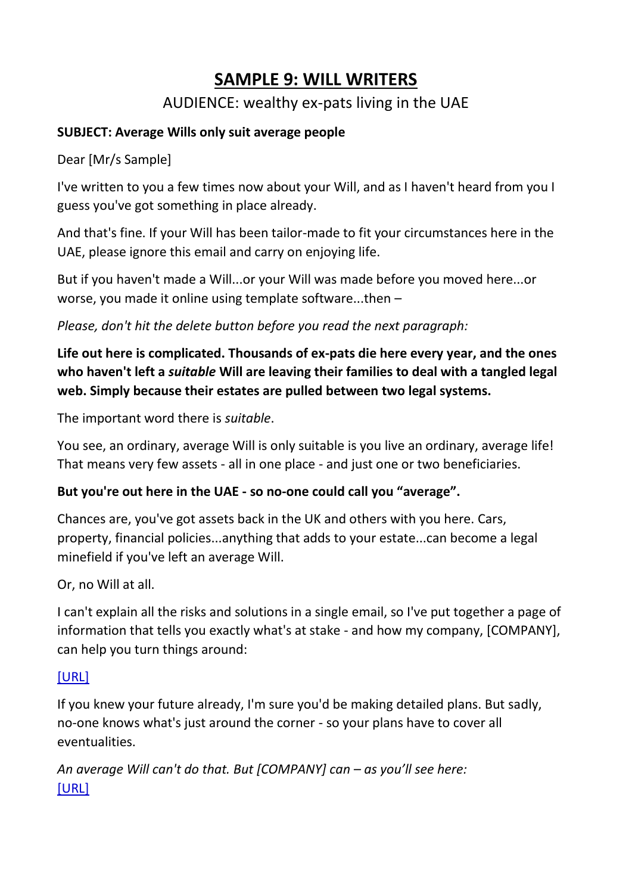# SAMPLE 9: WILL WRITERS

AUDIENCE: wealthy ex-pats living in the UAE

**SUBJECT: Average Wills only suit average people**

Dear [Mr/s Sample]

I've written to you a few times now about your Will, and as I haven't heard from you I guess you've got something in place already.

And that's fine. If your Will has been tailor-made to fit your circumstances here in the UAE, please ignore this email and carry on enjoying life.

But if you haven't made a Will...or your Will was made before you moved here...or worse, you made it online using template software...then –

*Please, don't hit the delete button before you read the next paragraph:*

**Life out here is complicated. Thousands of ex-pats die here every year, and the ones who haven't left a *suitable* Will are leaving their families to deal with a tangled legal web. Simply because their estates are pulled between two legal systems.**

The important word there is *suitable*.

You see, an ordinary, average Will is only suitable is you live an ordinary, average life! That means very few assets - all in one place - and just one or two beneficiaries.

**But you're out here in the UAE - so no-one could call you "average".**

Chances are, you've got assets back in the UK and others with you here. Cars, property, financial policies...anything that adds to your estate...can become a legal minefield if you've left an average Will.

Or, no Will at all.

I can't explain all the risks and solutions in a single email, so I've put together a page of information that tells you exactly what's at stake - and how my company, [COMPANY], can help you turn things around:

[URL]

If you knew your future already, I'm sure you'd be making detailed plans. But sadly, no-one knows what's just around the corner - so your plans have to cover all eventualities.

*An average Will can't do that. But [COMPANY] can – as you'll see here:*
[URL]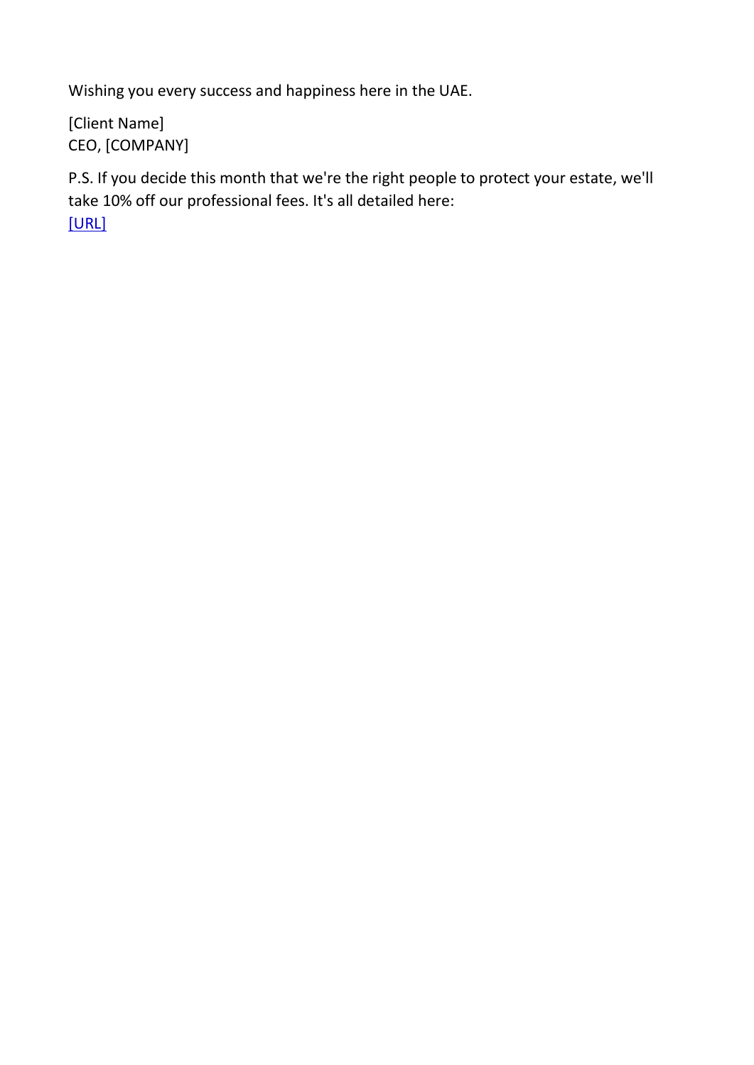Wishing you every success and happiness here in the UAE.

[Client Name]
CEO, [COMPANY]

P.S. If you decide this month that we're the right people to protect your estate, we'll take 10% off our professional fees. It's all detailed here:
[URL]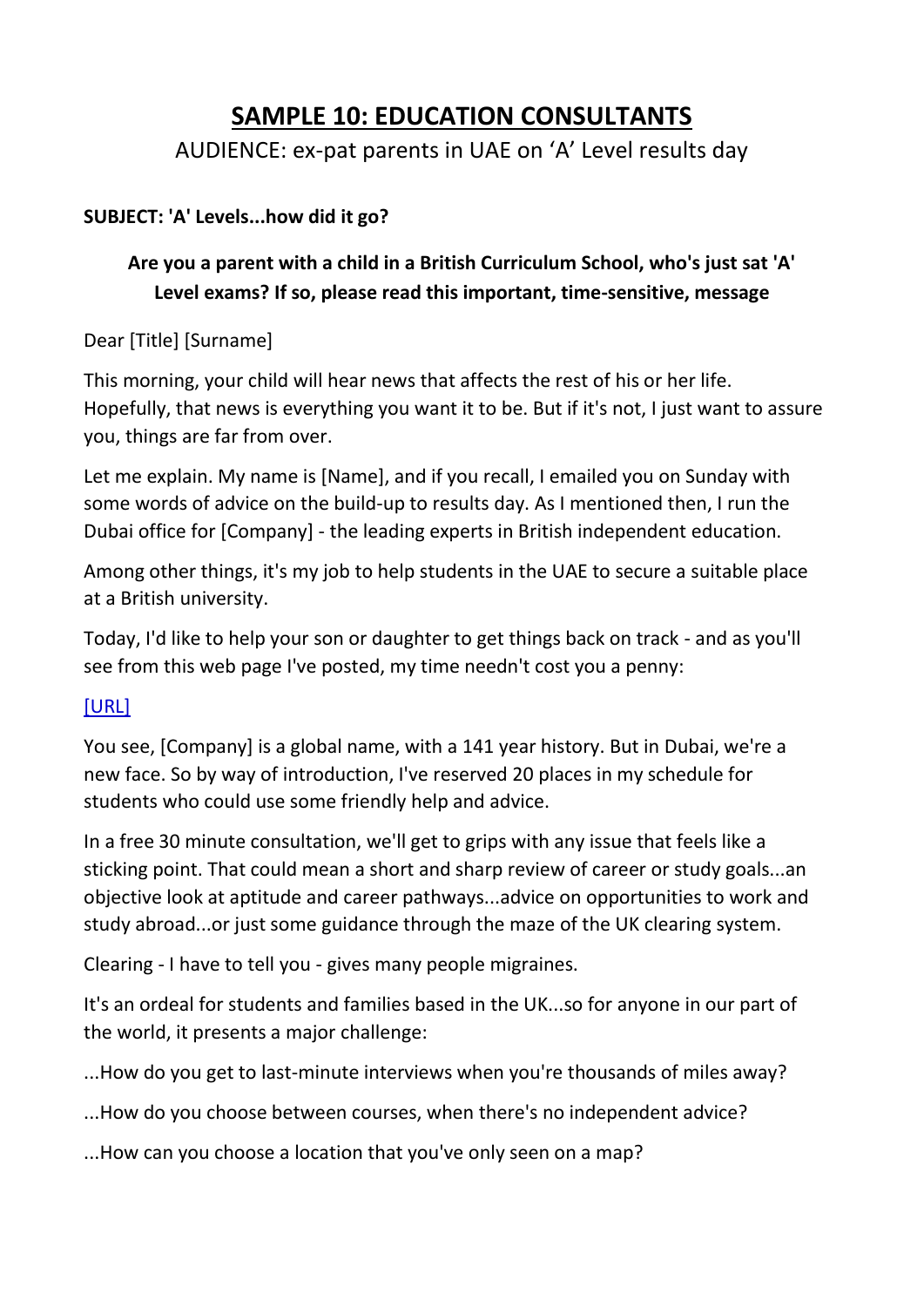# SAMPLE 10: EDUCATION CONSULTANTS

AUDIENCE: ex-pat parents in UAE on 'A' Level results day

**SUBJECT: 'A' Levels...how did it go?**

**Are you a parent with a child in a British Curriculum School, who's just sat 'A' Level exams? If so, please read this important, time-sensitive, message**

Dear [Title] [Surname]

This morning, your child will hear news that affects the rest of his or her life. Hopefully, that news is everything you want it to be. But if it's not, I just want to assure you, things are far from over.

Let me explain. My name is [Name], and if you recall, I emailed you on Sunday with some words of advice on the build-up to results day. As I mentioned then, I run the Dubai office for [Company] - the leading experts in British independent education.

Among other things, it's my job to help students in the UAE to secure a suitable place at a British university.

Today, I'd like to help your son or daughter to get things back on track - and as you'll see from this web page I've posted, my time needn't cost you a penny:

[URL]

You see, [Company] is a global name, with a 141 year history. But in Dubai, we're a new face. So by way of introduction, I've reserved 20 places in my schedule for students who could use some friendly help and advice.

In a free 30 minute consultation, we'll get to grips with any issue that feels like a sticking point. That could mean a short and sharp review of career or study goals...an objective look at aptitude and career pathways...advice on opportunities to work and study abroad...or just some guidance through the maze of the UK clearing system.

Clearing - I have to tell you - gives many people migraines.

It's an ordeal for students and families based in the UK...so for anyone in our part of the world, it presents a major challenge:

...How do you get to last-minute interviews when you're thousands of miles away?

...How do you choose between courses, when there's no independent advice?

...How can you choose a location that you've only seen on a map?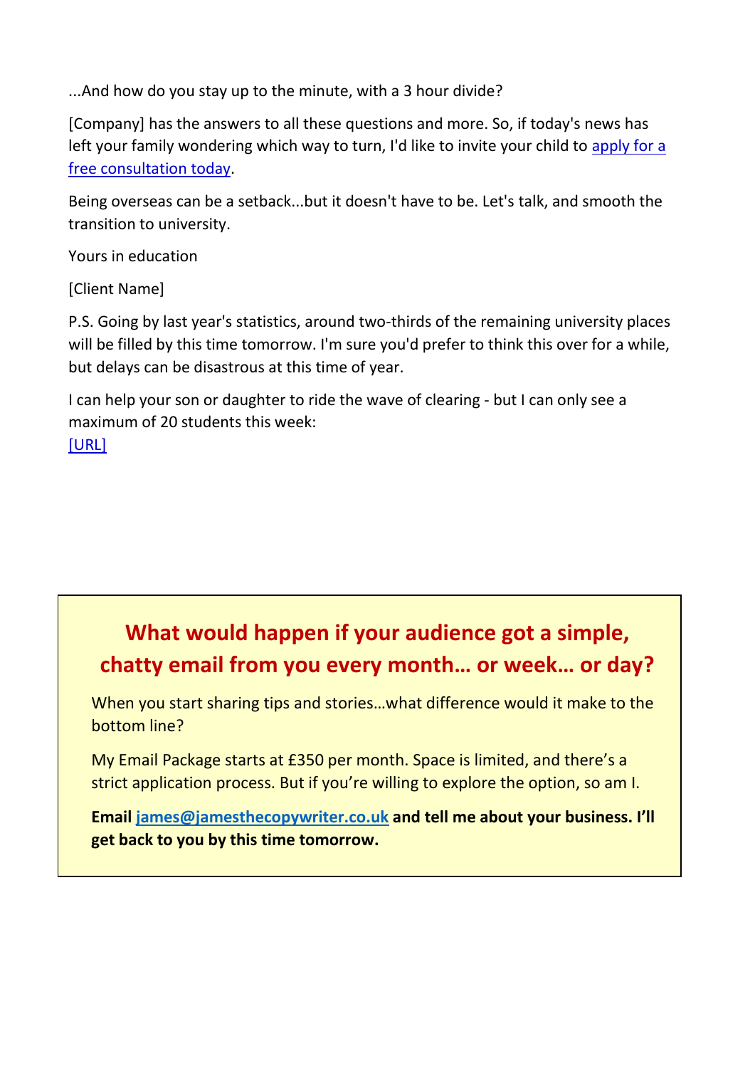...And how do you stay up to the minute, with a 3 hour divide?

[Company] has the answers to all these questions and more. So, if today's news has left your family wondering which way to turn, I'd like to invite your child to [apply for a free consultation today].

Being overseas can be a setback...but it doesn't have to be. Let's talk, and smooth the transition to university.

Yours in education

[Client Name]

P.S. Going by last year's statistics, around two-thirds of the remaining university places will be filled by this time tomorrow. I'm sure you'd prefer to think this over for a while, but delays can be disastrous at this time of year.

I can help your son or daughter to ride the wave of clearing - but I can only see a maximum of 20 students this week:
[URL]

## What would happen if your audience got a simple, chatty email from you every month… or week… or day?

When you start sharing tips and stories…what difference would it make to the bottom line?

My Email Package starts at £350 per month. Space is limited, and there's a strict application process. But if you're willing to explore the option, so am I.

**Email james@jamesthecopywriter.co.uk and tell me about your business. I'll get back to you by this time tomorrow.**